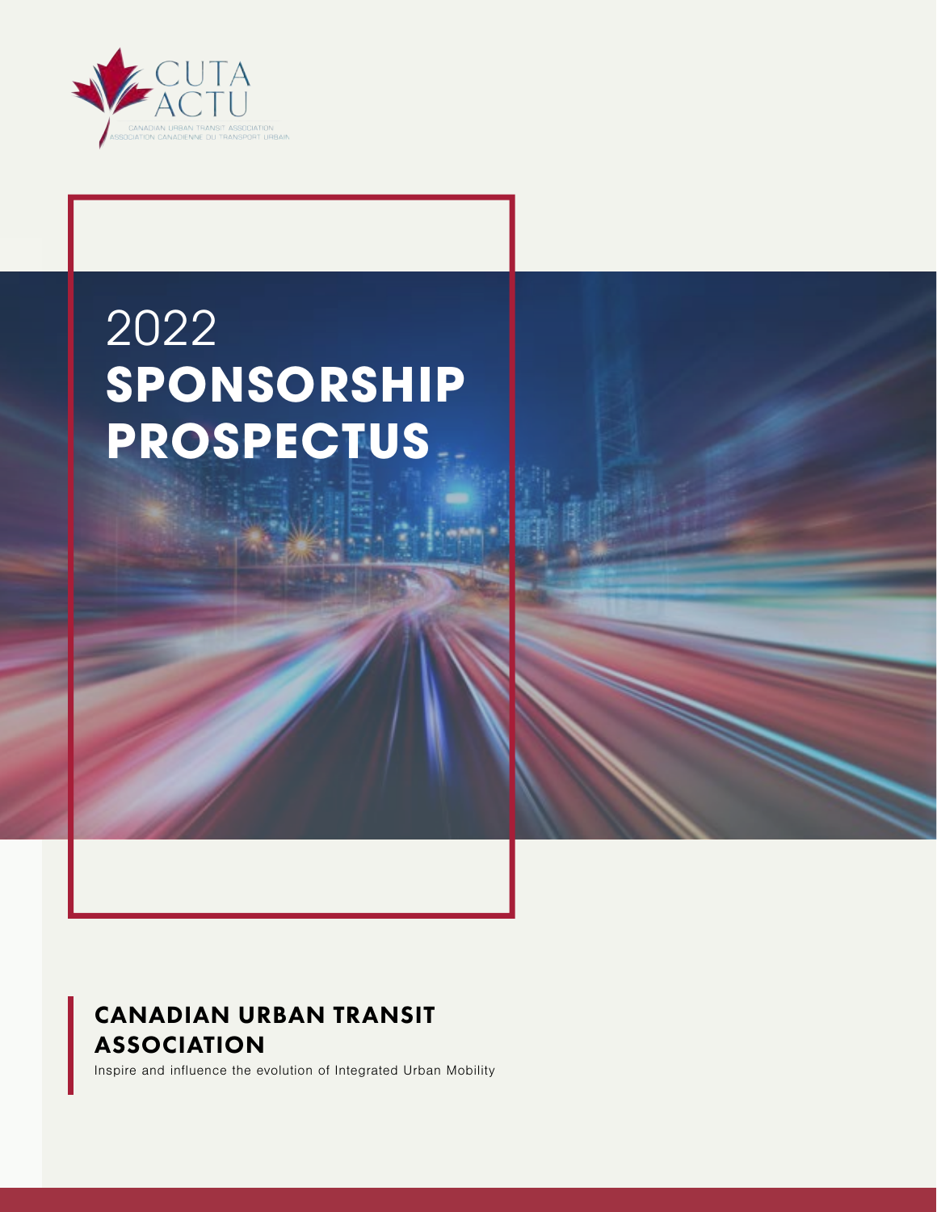CUTA
ACTU

CANADIAN URBAN TRANSIT ASSOCIATION
ASSOCIATION CANADIENNE DU TRANSPORT URBAIN

# 2022 SPONSORSHIP PROSPECTUS

## CANADIAN URBAN TRANSIT ASSOCIATION

Inspire and influence the evolution of Integrated Urban Mobility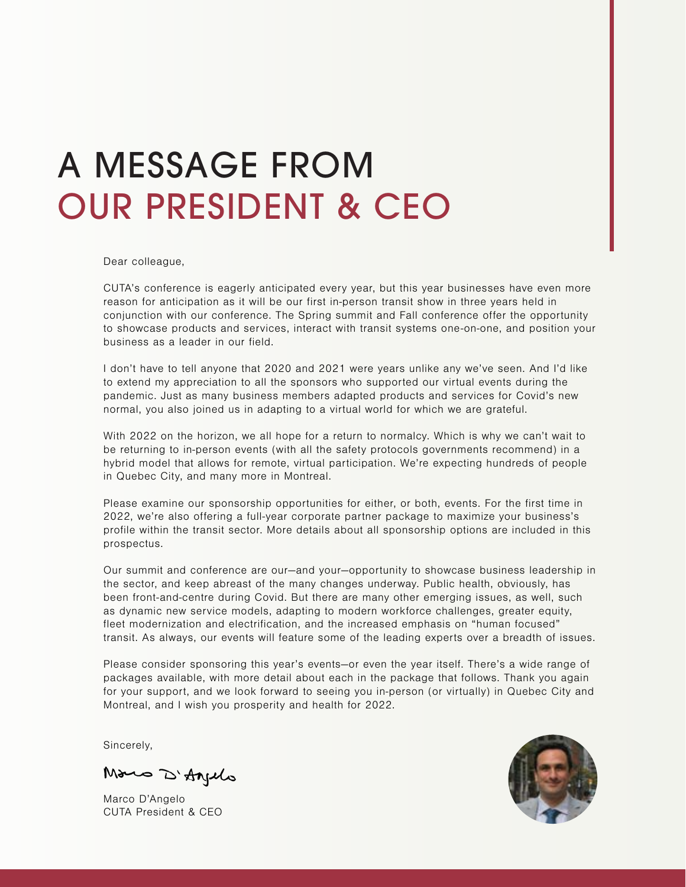# A MESSAGE FROM OUR PRESIDENT & CEO

Dear colleague,

CUTA's conference is eagerly anticipated every year, but this year businesses have even more reason for anticipation as it will be our first in-person transit show in three years held in conjunction with our conference. The Spring summit and Fall conference offer the opportunity to showcase products and services, interact with transit systems one-on-one, and position your business as a leader in our field.

I don't have to tell anyone that 2020 and 2021 were years unlike any we've seen. And I'd like to extend my appreciation to all the sponsors who supported our virtual events during the pandemic. Just as many business members adapted products and services for Covid's new normal, you also joined us in adapting to a virtual world for which we are grateful.

With 2022 on the horizon, we all hope for a return to normalcy. Which is why we can't wait to be returning to in-person events (with all the safety protocols governments recommend) in a hybrid model that allows for remote, virtual participation. We're expecting hundreds of people in Quebec City, and many more in Montreal.

Please examine our sponsorship opportunities for either, or both, events. For the first time in 2022, we're also offering a full-year corporate partner package to maximize your business's profile within the transit sector. More details about all sponsorship options are included in this prospectus.

Our summit and conference are our—and your—opportunity to showcase business leadership in the sector, and keep abreast of the many changes underway. Public health, obviously, has been front-and-centre during Covid. But there are many other emerging issues, as well, such as dynamic new service models, adapting to modern workforce challenges, greater equity, fleet modernization and electrification, and the increased emphasis on "human focused" transit. As always, our events will feature some of the leading experts over a breadth of issues.

Please consider sponsoring this year's events—or even the year itself. There's a wide range of packages available, with more detail about each in the package that follows. Thank you again for your support, and we look forward to seeing you in-person (or virtually) in Quebec City and Montreal, and I wish you prosperity and health for 2022.

Sincerely,

Marco D'Angelo
CUTA President & CEO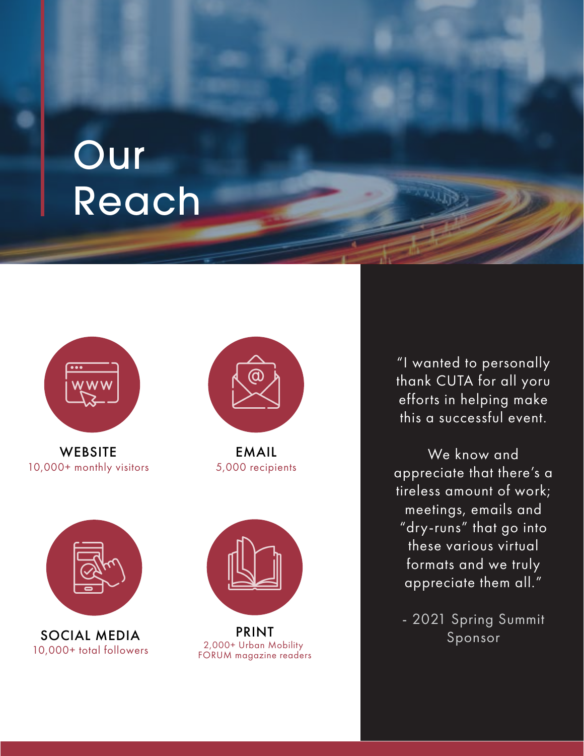# Our Reach

**WEBSITE**
10,000+ monthly visitors

**EMAIL**
5,000 recipients

**SOCIAL MEDIA**
10,000+ total followers

**PRINT**
2,000+ Urban Mobility FORUM magazine readers

"I wanted to personally thank CUTA for all yoru efforts in helping make this a successful event.

We know and appreciate that there's a tireless amount of work; meetings, emails and "dry-runs" that go into these various virtual formats and we truly appreciate them all."

\- 2021 Spring Summit Sponsor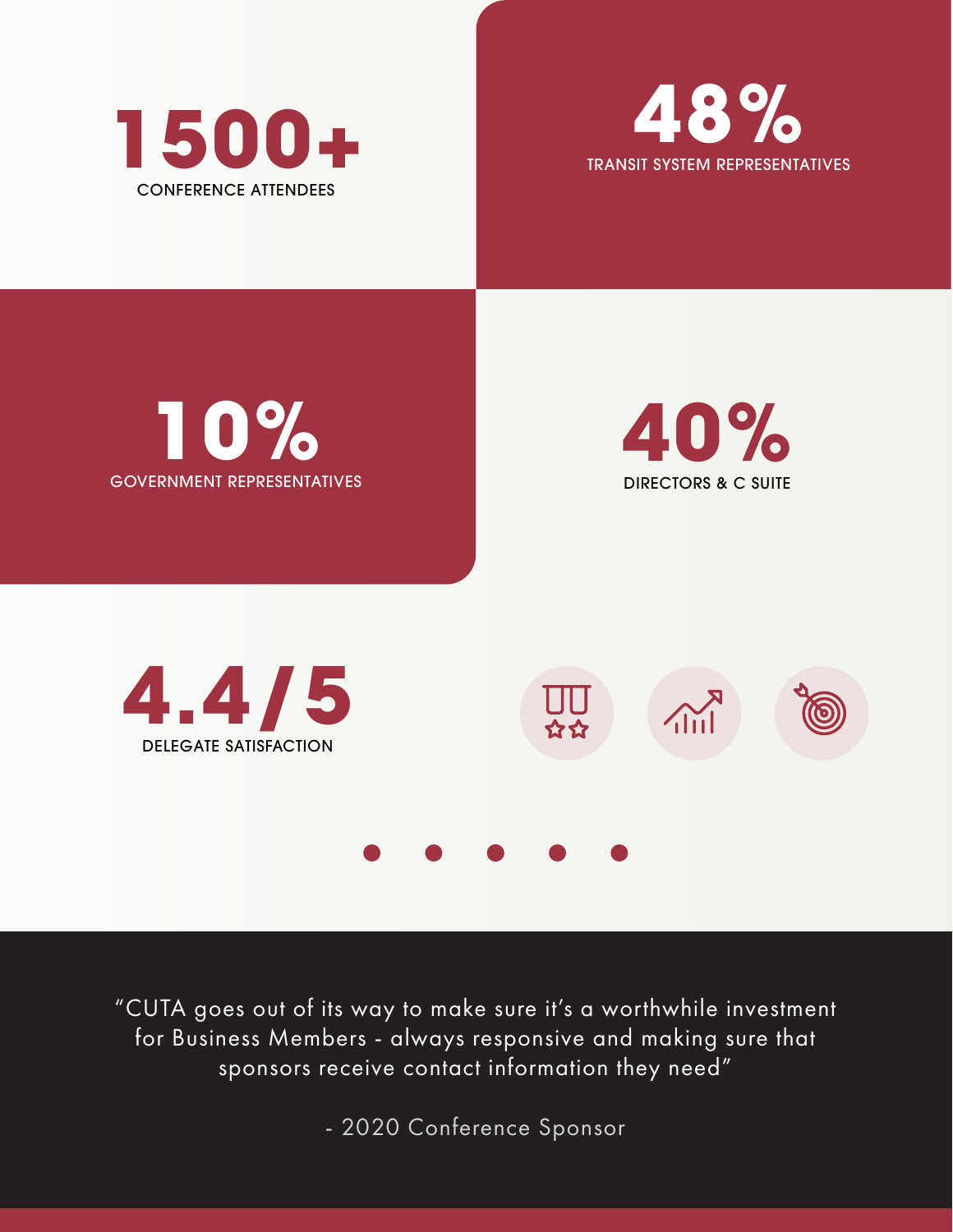**1500+**
CONFERENCE ATTENDEES

**48%**
TRANSIT SYSTEM REPRESENTATIVES

**10%**
GOVERNMENT REPRESENTATIVES

**40%**
DIRECTORS & C SUITE

**4.4/5**
DELEGATE SATISFACTION

"CUTA goes out of its way to make sure it's a worthwhile investment for Business Members - always responsive and making sure that sponsors receive contact information they need"

- 2020 Conference Sponsor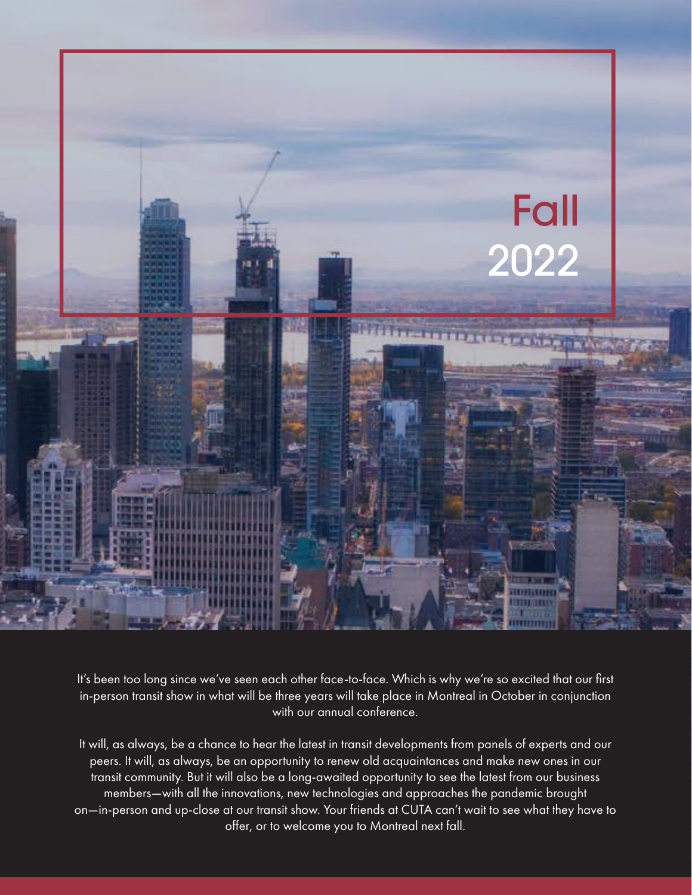# Fall 2022

It's been too long since we've seen each other face-to-face. Which is why we're so excited that our first in-person transit show in what will be three years will take place in Montreal in October in conjunction with our annual conference.

It will, as always, be a chance to hear the latest in transit developments from panels of experts and our peers. It will, as always, be an opportunity to renew old acquaintances and make new ones in our transit community. But it will also be a long-awaited opportunity to see the latest from our business members—with all the innovations, new technologies and approaches the pandemic brought on—in-person and up-close at our transit show. Your friends at CUTA can't wait to see what they have to offer, or to welcome you to Montreal next fall.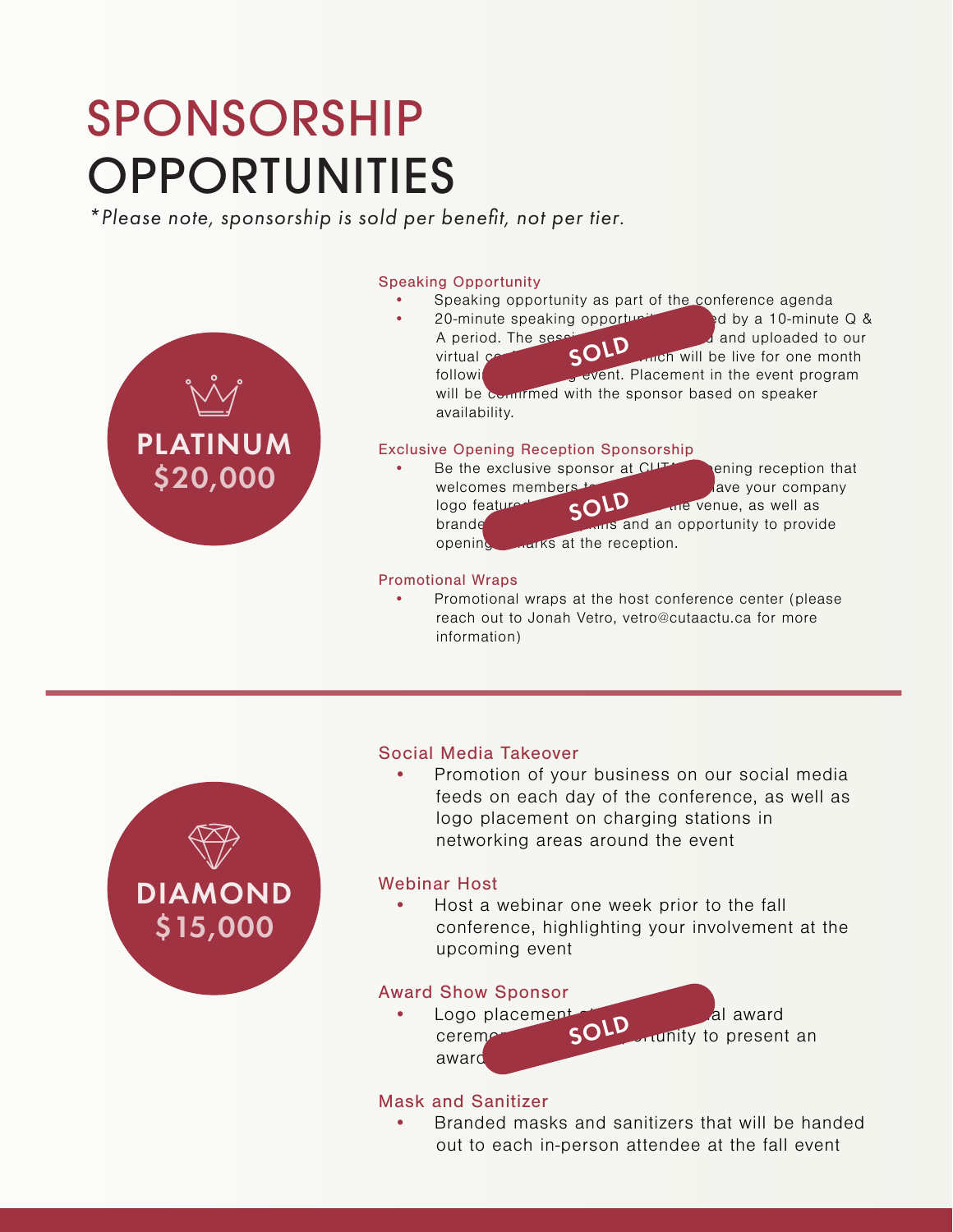# SPONSORSHIP OPPORTUNITIES

*\*Please note, sponsorship is sold per benefit, not per tier.*

## PLATINUM $20,000

### Speaking Opportunity

**SOLD**

- Speaking opportunity as part of the conference agenda
- 20-minute speaking opportunity followed by a 10-minute Q & A period. The session will be recorded and uploaded to our virtual conference platform which will be live for one month following the event. Placement in the event program will be confirmed with the sponsor based on speaker availability.

### Exclusive Opening Reception Sponsorship

**SOLD**

- Be the exclusive sponsor at CUTA's opening reception that welcomes members to the event. Have your company logo featured throughout the venue, as well as branded napkins and an opportunity to provide opening remarks at the reception.

### Promotional Wraps

- Promotional wraps at the host conference center (please reach out to Jonah Vetro, vetro@cutaactu.ca for more information)

## DIAMOND $15,000

### Social Media Takeover

- Promotion of your business on our social media feeds on each day of the conference, as well as logo placement on charging stations in networking areas around the event

### Webinar Host

- Host a webinar one week prior to the fall conference, highlighting your involvement at the upcoming event

### Award Show Sponsor

**SOLD**

- Logo placement at the annual award ceremony and an opportunity to present an award

### Mask and Sanitizer

- Branded masks and sanitizers that will be handed out to each in-person attendee at the fall event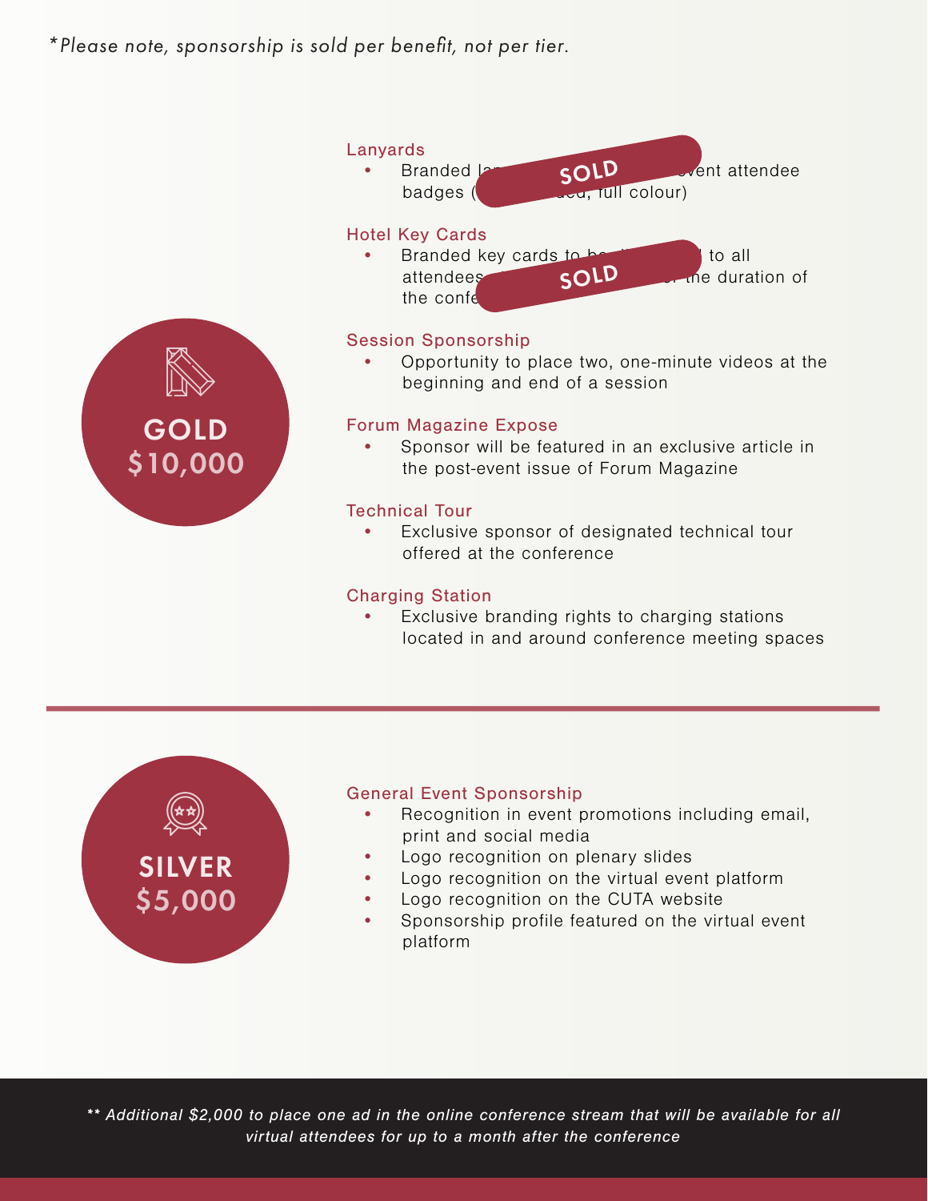*\*Please note, sponsorship is sold per benefit, not per tier.*

## GOLD $10,000

### Lanyards

- Branded la... SOLD ...event attendee badges (... ...ed, full colour)

### Hotel Key Cards

- Branded key cards to be ... SOLD ... to all attendees ... ...or the duration of the confe...

### Session Sponsorship

- Opportunity to place two, one-minute videos at the beginning and end of a session

### Forum Magazine Expose

- Sponsor will be featured in an exclusive article in the post-event issue of Forum Magazine

### Technical Tour

- Exclusive sponsor of designated technical tour offered at the conference

### Charging Station

- Exclusive branding rights to charging stations located in and around conference meeting spaces

---

## SILVER $5,000

### General Event Sponsorship

- Recognition in event promotions including email, print and social media
- Logo recognition on plenary slides
- Logo recognition on the virtual event platform
- Logo recognition on the CUTA website
- Sponsorship profile featured on the virtual event platform

*\*\* Additional $2,000 to place one ad in the online conference stream that will be available for all virtual attendees for up to a month after the conference*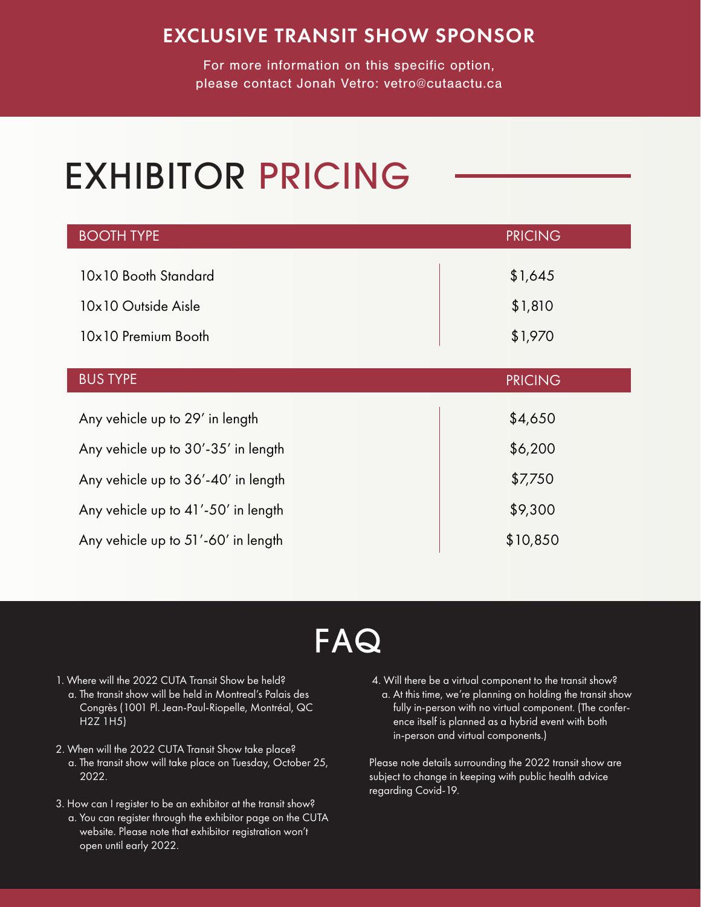## EXCLUSIVE TRANSIT SHOW SPONSOR

For more information on this specific option, please contact Jonah Vetro: vetro@cutaactu.ca

# EXHIBITOR PRICING

| BOOTH TYPE | PRICING |
|---|---|
| 10x10 Booth Standard | $1,645 |
| 10x10 Outside Aisle | $1,810 |
| 10x10 Premium Booth | $1,970 |

| BUS TYPE | PRICING |
|---|---|
| Any vehicle up to 29′ in length | $4,650 |
| Any vehicle up to 30′-35′ in length | $6,200 |
| Any vehicle up to 36′-40′ in length | $7,750 |
| Any vehicle up to 41′-50′ in length | $9,300 |
| Any vehicle up to 51′-60′ in length | $10,850 |

# FAQ

1. Where will the 2022 CUTA Transit Show be held?
   a. The transit show will be held in Montreal's Palais des Congrès (1001 Pl. Jean-Paul-Riopelle, Montréal, QC H2Z 1H5)

2. When will the 2022 CUTA Transit Show take place?
   a. The transit show will take place on Tuesday, October 25, 2022.

3. How can I register to be an exhibitor at the transit show?
   a. You can register through the exhibitor page on the CUTA website. Please note that exhibitor registration won't open until early 2022.

4. Will there be a virtual component to the transit show?
   a. At this time, we're planning on holding the transit show fully in-person with no virtual component. (The conference itself is planned as a hybrid event with both in-person and virtual components.)

Please note details surrounding the 2022 transit show are subject to change in keeping with public health advice regarding Covid-19.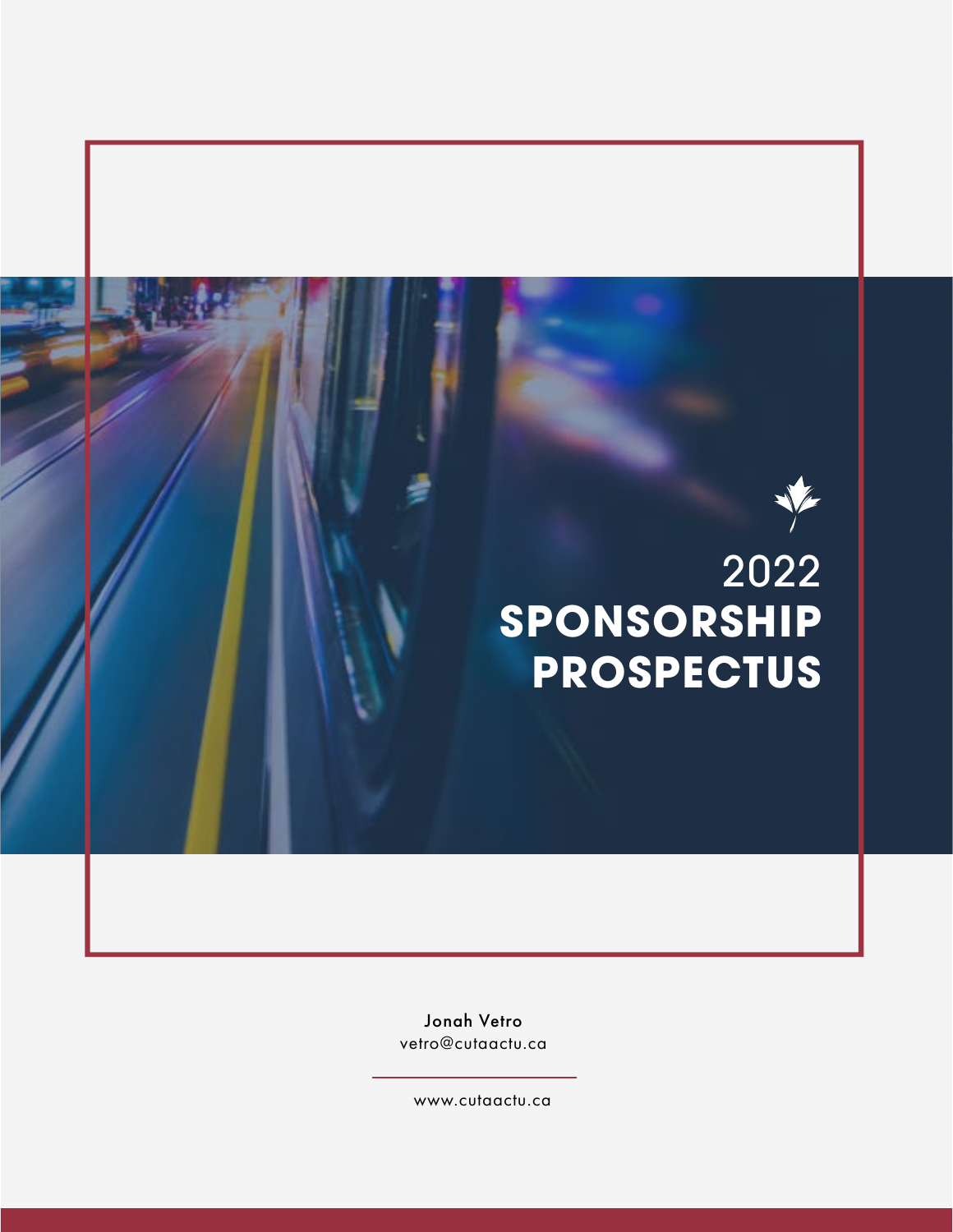2022

# SPONSORSHIP PROSPECTUS

Jonah Vetro
vetro@cutaactu.ca

www.cutaactu.ca